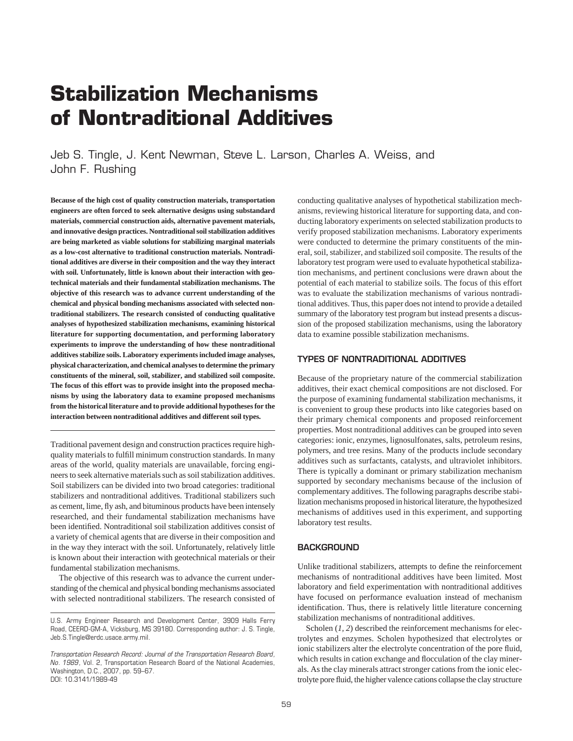# Stabilization Mechanisms of Nontraditional Additives

Jeb S. Tingle, J. Kent Newman, Steve L. Larson, Charles A. Weiss, and John F. Rushing

**Because of the high cost of quality construction materials, transportation engineers are often forced to seek alternative designs using substandard materials, commercial construction aids, alternative pavement materials, and innovative design practices. Nontraditional soil stabilization additives are being marketed as viable solutions for stabilizing marginal materials as a low-cost alternative to traditional construction materials. Nontraditional additives are diverse in their composition and the way they interact with soil. Unfortunately, little is known about their interaction with geotechnical materials and their fundamental stabilization mechanisms. The objective of this research was to advance current understanding of the chemical and physical bonding mechanisms associated with selected nontraditional stabilizers. The research consisted of conducting qualitative analyses of hypothesized stabilization mechanisms, examining historical literature for supporting documentation, and performing laboratory experiments to improve the understanding of how these nontraditional additives stabilize soils. Laboratory experiments included image analyses, physical characterization, and chemical analyses to determine the primary constituents of the mineral, soil, stabilizer, and stabilized soil composite. The focus of this effort was to provide insight into the proposed mechanisms by using the laboratory data to examine proposed mechanisms from the historical literature and to provide additional hypotheses for the interaction between nontraditional additives and different soil types.**

Traditional pavement design and construction practices require high-quality materials to fulfill minimum construction standards. In many areas of the world, quality materials are unavailable, forcing engineers to seek alternative materials such as soil stabilization additives. Soil stabilizers can be divided into two broad categories: traditional stabilizers and nontraditional additives. Traditional stabilizers such as cement, lime, fly ash, and bituminous products have been intensely researched, and their fundamental stabilization mechanisms have been identified. Nontraditional soil stabilization additives consist of a variety of chemical agents that are diverse in their composition and in the way they interact with the soil. Unfortunately, relatively little is known about their interaction with geotechnical materials or their fundamental stabilization mechanisms.

The objective of this research was to advance the current understanding of the chemical and physical bonding mechanisms associated with selected nontraditional stabilizers. The research consisted of conducting qualitative analyses of hypothetical stabilization mechanisms, reviewing historical literature for supporting data, and conducting laboratory experiments on selected stabilization products to verify proposed stabilization mechanisms. Laboratory experiments were conducted to determine the primary constituents of the mineral, soil, stabilizer, and stabilized soil composite. The results of the laboratory test program were used to evaluate hypothetical stabilization mechanisms, and pertinent conclusions were drawn about the potential of each material to stabilize soils. The focus of this effort was to evaluate the stabilization mechanisms of various nontraditional additives. Thus, this paper does not intend to provide a detailed summary of the laboratory test program but instead presents a discussion of the proposed stabilization mechanisms, using the laboratory data to examine possible stabilization mechanisms.

U.S. Army Engineer Research and Development Center, 3909 Halls Ferry Road, CEERD-GM-A, Vicksburg, MS 39180. Corresponding author: J. S. Tingle, Jeb.S.Tingle@erdc.usace.army.mil.

*Transportation Research Record: Journal of the Transportation Research Board, No. 1989*, Vol. 2, Transportation Research Board of the National Academies, Washington, D.C., 2007, pp. 59–67. DOI: 10.3141/1989-49

## TYPES OF NONTRADITIONAL ADDITIVES

Because of the proprietary nature of the commercial stabilization additives, their exact chemical compositions are not disclosed. For the purpose of examining fundamental stabilization mechanisms, it is convenient to group these products into like categories based on their primary chemical components and proposed reinforcement properties. Most nontraditional additives can be grouped into seven categories: ionic, enzymes, lignosulfonates, salts, petroleum resins, polymers, and tree resins. Many of the products include secondary additives such as surfactants, catalysts, and ultraviolet inhibitors. There is typically a dominant or primary stabilization mechanism supported by secondary mechanisms because of the inclusion of complementary additives. The following paragraphs describe stabilization mechanisms proposed in historical literature, the hypothesized mechanisms of additives used in this experiment, and supporting laboratory test results.

## BACKGROUND

Unlike traditional stabilizers, attempts to define the reinforcement mechanisms of nontraditional additives have been limited. Most laboratory and field experimentation with nontraditional additives have focused on performance evaluation instead of mechanism identification. Thus, there is relatively little literature concerning stabilization mechanisms of nontraditional additives.

Scholen (*1, 2*) described the reinforcement mechanisms for electrolytes and enzymes. Scholen hypothesized that electrolytes or ionic stabilizers alter the electrolyte concentration of the pore fluid, which results in cation exchange and flocculation of the clay minerals. As the clay minerals attract stronger cations from the ionic electrolyte pore fluid, the higher valence cations collapse the clay structure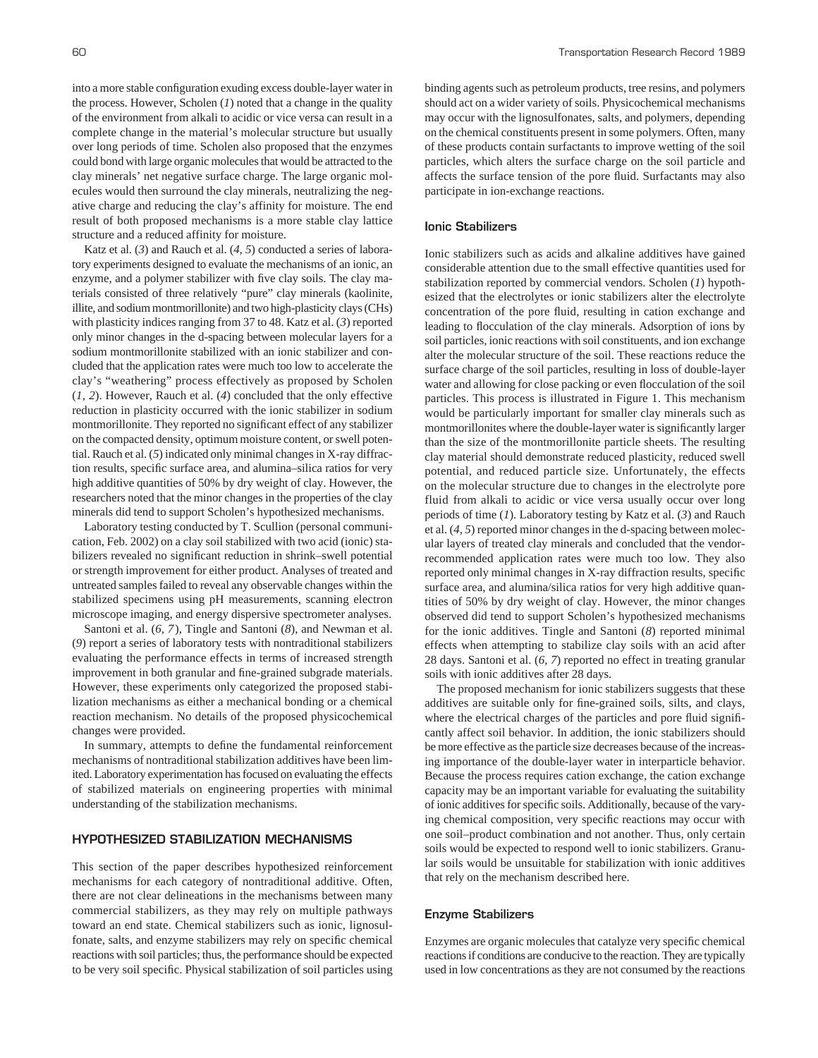into a more stable configuration exuding excess double-layer water in the process. However, Scholen (*1*) noted that a change in the quality of the environment from alkali to acidic or vice versa can result in a complete change in the material's molecular structure but usually over long periods of time. Scholen also proposed that the enzymes could bond with large organic molecules that would be attracted to the clay minerals' net negative surface charge. The large organic molecules would then surround the clay minerals, neutralizing the negative charge and reducing the clay's affinity for moisture. The end result of both proposed mechanisms is a more stable clay lattice structure and a reduced affinity for moisture.

Katz et al. (*3*) and Rauch et al. (*4, 5*) conducted a series of laboratory experiments designed to evaluate the mechanisms of an ionic, an enzyme, and a polymer stabilizer with five clay soils. The clay materials consisted of three relatively "pure" clay minerals (kaolinite, illite, and sodium montmorillonite) and two high-plasticity clays (CHs) with plasticity indices ranging from 37 to 48. Katz et al. (*3*) reported only minor changes in the d-spacing between molecular layers for a sodium montmorillonite stabilized with an ionic stabilizer and concluded that the application rates were much too low to accelerate the clay's "weathering" process effectively as proposed by Scholen (*1, 2*). However, Rauch et al. (*4*) concluded that the only effective reduction in plasticity occurred with the ionic stabilizer in sodium montmorillonite. They reported no significant effect of any stabilizer on the compacted density, optimum moisture content, or swell potential. Rauch et al. (*5*) indicated only minimal changes in X-ray diffraction results, specific surface area, and alumina–silica ratios for very high additive quantities of 50% by dry weight of clay. However, the researchers noted that the minor changes in the properties of the clay minerals did tend to support Scholen's hypothesized mechanisms.

Laboratory testing conducted by T. Scullion (personal communication, Feb. 2002) on a clay soil stabilized with two acid (ionic) stabilizers revealed no significant reduction in shrink–swell potential or strength improvement for either product. Analyses of treated and untreated samples failed to reveal any observable changes within the stabilized specimens using pH measurements, scanning electron microscope imaging, and energy dispersive spectrometer analyses.

Santoni et al. (*6, 7*), Tingle and Santoni (*8*), and Newman et al. (*9*) report a series of laboratory tests with nontraditional stabilizers evaluating the performance effects in terms of increased strength improvement in both granular and fine-grained subgrade materials. However, these experiments only categorized the proposed stabilization mechanisms as either a mechanical bonding or a chemical reaction mechanism. No details of the proposed physicochemical changes were provided.

In summary, attempts to define the fundamental reinforcement mechanisms of nontraditional stabilization additives have been limited. Laboratory experimentation has focused on evaluating the effects of stabilized materials on engineering properties with minimal understanding of the stabilization mechanisms.

## HYPOTHESIZED STABILIZATION MECHANISMS

This section of the paper describes hypothesized reinforcement mechanisms for each category of nontraditional additive. Often, there are not clear delineations in the mechanisms between many commercial stabilizers, as they may rely on multiple pathways toward an end state. Chemical stabilizers such as ionic, lignosulfonate, salts, and enzyme stabilizers may rely on specific chemical reactions with soil particles; thus, the performance should be expected to be very soil specific. Physical stabilization of soil particles using binding agents such as petroleum products, tree resins, and polymers should act on a wider variety of soils. Physicochemical mechanisms may occur with the lignosulfonates, salts, and polymers, depending on the chemical constituents present in some polymers. Often, many of these products contain surfactants to improve wetting of the soil particles, which alters the surface charge on the soil particle and affects the surface tension of the pore fluid. Surfactants may also participate in ion-exchange reactions.

### Ionic Stabilizers

Ionic stabilizers such as acids and alkaline additives have gained considerable attention due to the small effective quantities used for stabilization reported by commercial vendors. Scholen (*1*) hypothesized that the electrolytes or ionic stabilizers alter the electrolyte concentration of the pore fluid, resulting in cation exchange and leading to flocculation of the clay minerals. Adsorption of ions by soil particles, ionic reactions with soil constituents, and ion exchange alter the molecular structure of the soil. These reactions reduce the surface charge of the soil particles, resulting in loss of double-layer water and allowing for close packing or even flocculation of the soil particles. This process is illustrated in Figure 1. This mechanism would be particularly important for smaller clay minerals such as montmorillonites where the double-layer water is significantly larger than the size of the montmorillonite particle sheets. The resulting clay material should demonstrate reduced plasticity, reduced swell potential, and reduced particle size. Unfortunately, the effects on the molecular structure due to changes in the electrolyte pore fluid from alkali to acidic or vice versa usually occur over long periods of time (*1*). Laboratory testing by Katz et al. (*3*) and Rauch et al. (*4, 5*) reported minor changes in the d-spacing between molecular layers of treated clay minerals and concluded that the vendor-recommended application rates were much too low. They also reported only minimal changes in X-ray diffraction results, specific surface area, and alumina/silica ratios for very high additive quantities of 50% by dry weight of clay. However, the minor changes observed did tend to support Scholen's hypothesized mechanisms for the ionic additives. Tingle and Santoni (*8*) reported minimal effects when attempting to stabilize clay soils with an acid after 28 days. Santoni et al. (*6, 7*) reported no effect in treating granular soils with ionic additives after 28 days.

The proposed mechanism for ionic stabilizers suggests that these additives are suitable only for fine-grained soils, silts, and clays, where the electrical charges of the particles and pore fluid significantly affect soil behavior. In addition, the ionic stabilizers should be more effective as the particle size decreases because of the increasing importance of the double-layer water in interparticle behavior. Because the process requires cation exchange, the cation exchange capacity may be an important variable for evaluating the suitability of ionic additives for specific soils. Additionally, because of the varying chemical composition, very specific reactions may occur with one soil–product combination and not another. Thus, only certain soils would be expected to respond well to ionic stabilizers. Granular soils would be unsuitable for stabilization with ionic additives that rely on the mechanism described here.

### Enzyme Stabilizers

Enzymes are organic molecules that catalyze very specific chemical reactions if conditions are conducive to the reaction. They are typically used in low concentrations as they are not consumed by the reactions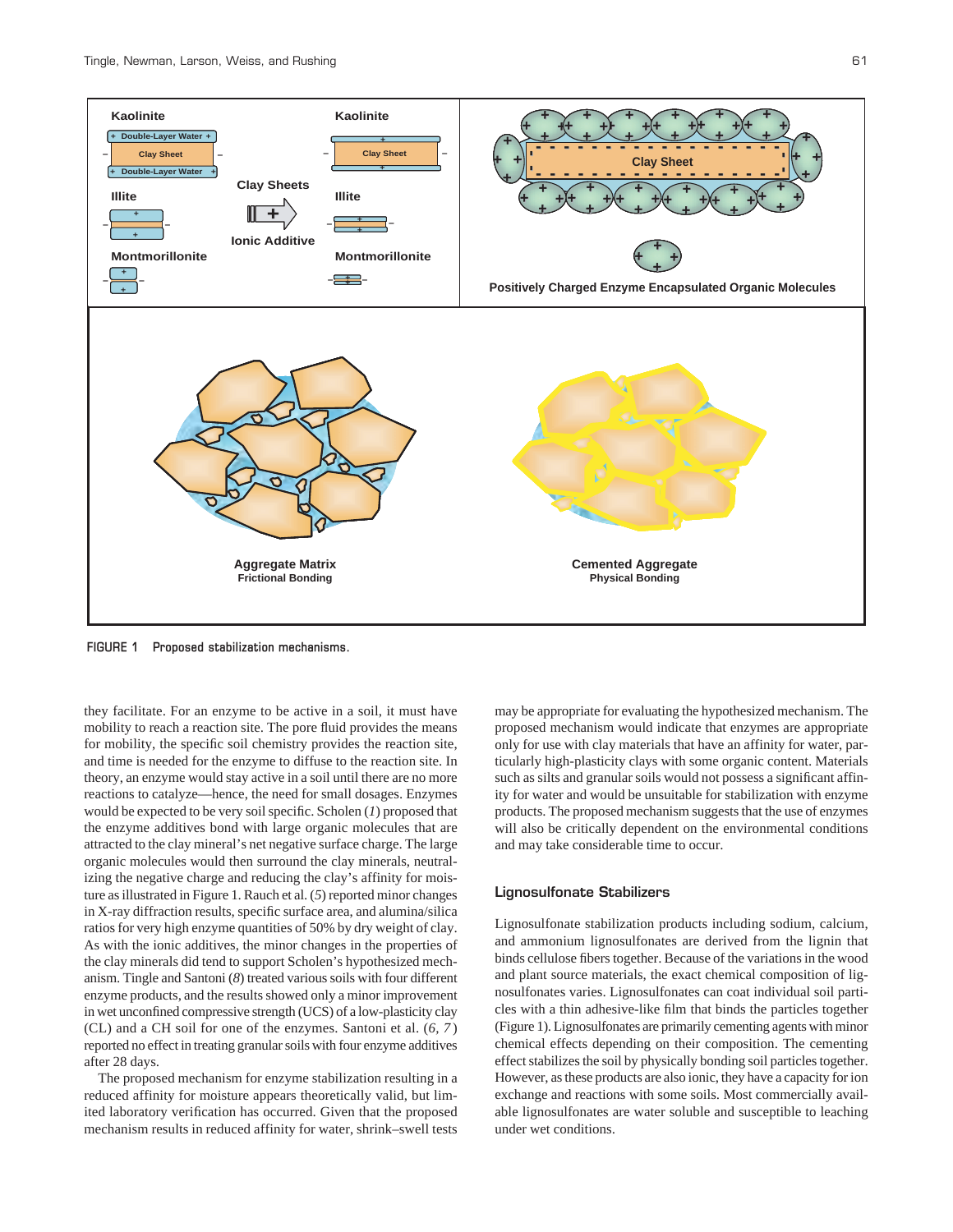FIGURE 1 Proposed stabilization mechanisms.

they facilitate. For an enzyme to be active in a soil, it must have mobility to reach a reaction site. The pore fluid provides the means for mobility, the specific soil chemistry provides the reaction site, and time is needed for the enzyme to diffuse to the reaction site. In theory, an enzyme would stay active in a soil until there are no more reactions to catalyze—hence, the need for small dosages. Enzymes would be expected to be very soil specific. Scholen (*1*) proposed that the enzyme additives bond with large organic molecules that are attracted to the clay mineral's net negative surface charge. The large organic molecules would then surround the clay minerals, neutralizing the negative charge and reducing the clay's affinity for moisture as illustrated in Figure 1. Rauch et al. (*5*) reported minor changes in X-ray diffraction results, specific surface area, and alumina/silica ratios for very high enzyme quantities of 50% by dry weight of clay. As with the ionic additives, the minor changes in the properties of the clay minerals did tend to support Scholen's hypothesized mechanism. Tingle and Santoni (*8*) treated various soils with four different enzyme products, and the results showed only a minor improvement in wet unconfined compressive strength (UCS) of a low-plasticity clay (CL) and a CH soil for one of the enzymes. Santoni et al. (*6, 7*) reported no effect in treating granular soils with four enzyme additives after 28 days.

The proposed mechanism for enzyme stabilization resulting in a reduced affinity for moisture appears theoretically valid, but limited laboratory verification has occurred. Given that the proposed mechanism results in reduced affinity for water, shrink–swell tests may be appropriate for evaluating the hypothesized mechanism. The proposed mechanism would indicate that enzymes are appropriate only for use with clay materials that have an affinity for water, particularly high-plasticity clays with some organic content. Materials such as silts and granular soils would not possess a significant affinity for water and would be unsuitable for stabilization with enzyme products. The proposed mechanism suggests that the use of enzymes will also be critically dependent on the environmental conditions and may take considerable time to occur.

## Lignosulfonate Stabilizers

Lignosulfonate stabilization products including sodium, calcium, and ammonium lignosulfonates are derived from the lignin that binds cellulose fibers together. Because of the variations in the wood and plant source materials, the exact chemical composition of lignosulfonates varies. Lignosulfonates can coat individual soil particles with a thin adhesive-like film that binds the particles together (Figure 1). Lignosulfonates are primarily cementing agents with minor chemical effects depending on their composition. The cementing effect stabilizes the soil by physically bonding soil particles together. However, as these products are also ionic, they have a capacity for ion exchange and reactions with some soils. Most commercially available lignosulfonates are water soluble and susceptible to leaching under wet conditions.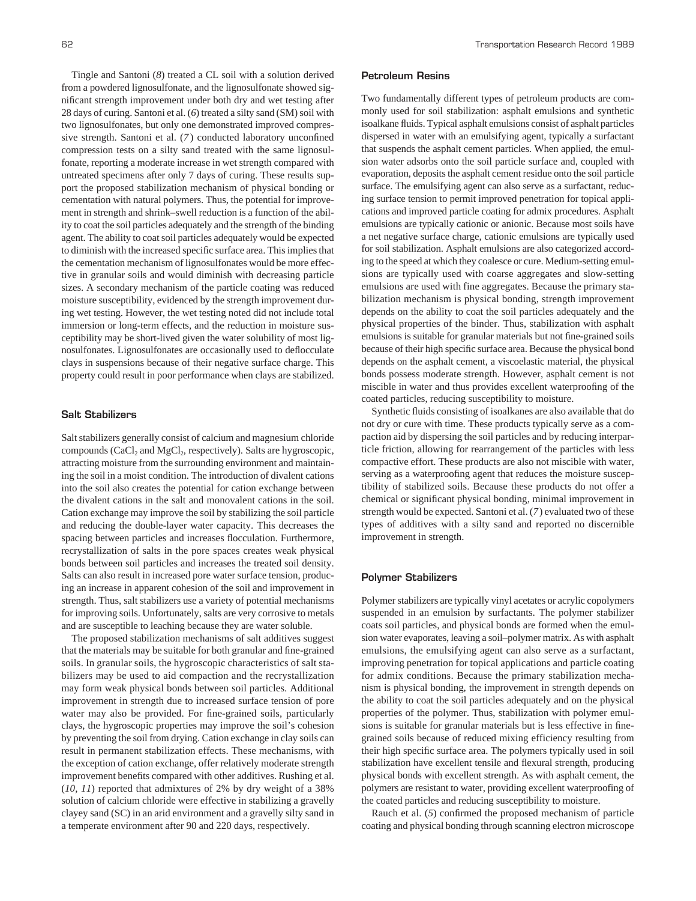Tingle and Santoni (*8*) treated a CL soil with a solution derived from a powdered lignosulfonate, and the lignosulfonate showed significant strength improvement under both dry and wet testing after 28 days of curing. Santoni et al. (*6*) treated a silty sand (SM) soil with two lignosulfonates, but only one demonstrated improved compressive strength. Santoni et al. (*7*) conducted laboratory unconfined compression tests on a silty sand treated with the same lignosulfonate, reporting a moderate increase in wet strength compared with untreated specimens after only 7 days of curing. These results support the proposed stabilization mechanism of physical bonding or cementation with natural polymers. Thus, the potential for improvement in strength and shrink–swell reduction is a function of the ability to coat the soil particles adequately and the strength of the binding agent. The ability to coat soil particles adequately would be expected to diminish with the increased specific surface area. This implies that the cementation mechanism of lignosulfonates would be more effective in granular soils and would diminish with decreasing particle sizes. A secondary mechanism of the particle coating was reduced moisture susceptibility, evidenced by the strength improvement during wet testing. However, the wet testing noted did not include total immersion or long-term effects, and the reduction in moisture susceptibility may be short-lived given the water solubility of most lignosulfonates. Lignosulfonates are occasionally used to deflocculate clays in suspensions because of their negative surface charge. This property could result in poor performance when clays are stabilized.

### Salt Stabilizers

Salt stabilizers generally consist of calcium and magnesium chloride compounds ($CaCl_2$ and $MgCl_2$, respectively). Salts are hygroscopic, attracting moisture from the surrounding environment and maintaining the soil in a moist condition. The introduction of divalent cations into the soil also creates the potential for cation exchange between the divalent cations in the salt and monovalent cations in the soil. Cation exchange may improve the soil by stabilizing the soil particle and reducing the double-layer water capacity. This decreases the spacing between particles and increases flocculation. Furthermore, recrystallization of salts in the pore spaces creates weak physical bonds between soil particles and increases the treated soil density. Salts can also result in increased pore water surface tension, producing an increase in apparent cohesion of the soil and improvement in strength. Thus, salt stabilizers use a variety of potential mechanisms for improving soils. Unfortunately, salts are very corrosive to metals and are susceptible to leaching because they are water soluble.

The proposed stabilization mechanisms of salt additives suggest that the materials may be suitable for both granular and fine-grained soils. In granular soils, the hygroscopic characteristics of salt stabilizers may be used to aid compaction and the recrystallization may form weak physical bonds between soil particles. Additional improvement in strength due to increased surface tension of pore water may also be provided. For fine-grained soils, particularly clays, the hygroscopic properties may improve the soil's cohesion by preventing the soil from drying. Cation exchange in clay soils can result in permanent stabilization effects. These mechanisms, with the exception of cation exchange, offer relatively moderate strength improvement benefits compared with other additives. Rushing et al. (*10*, *11*) reported that admixtures of 2% by dry weight of a 38% solution of calcium chloride were effective in stabilizing a gravelly clayey sand (SC) in an arid environment and a gravelly silty sand in a temperate environment after 90 and 220 days, respectively.

### Petroleum Resins

Two fundamentally different types of petroleum products are commonly used for soil stabilization: asphalt emulsions and synthetic isoalkane fluids. Typical asphalt emulsions consist of asphalt particles dispersed in water with an emulsifying agent, typically a surfactant that suspends the asphalt cement particles. When applied, the emulsion water adsorbs onto the soil particle surface and, coupled with evaporation, deposits the asphalt cement residue onto the soil particle surface. The emulsifying agent can also serve as a surfactant, reducing surface tension to permit improved penetration for topical applications and improved particle coating for admix procedures. Asphalt emulsions are typically cationic or anionic. Because most soils have a net negative surface charge, cationic emulsions are typically used for soil stabilization. Asphalt emulsions are also categorized according to the speed at which they coalesce or cure. Medium-setting emulsions are typically used with coarse aggregates and slow-setting emulsions are used with fine aggregates. Because the primary stabilization mechanism is physical bonding, strength improvement depends on the ability to coat the soil particles adequately and the physical properties of the binder. Thus, stabilization with asphalt emulsions is suitable for granular materials but not fine-grained soils because of their high specific surface area. Because the physical bond depends on the asphalt cement, a viscoelastic material, the physical bonds possess moderate strength. However, asphalt cement is not miscible in water and thus provides excellent waterproofing of the coated particles, reducing susceptibility to moisture.

Synthetic fluids consisting of isoalkanes are also available that do not dry or cure with time. These products typically serve as a compaction aid by dispersing the soil particles and by reducing interparticle friction, allowing for rearrangement of the particles with less compactive effort. These products are also not miscible with water, serving as a waterproofing agent that reduces the moisture susceptibility of stabilized soils. Because these products do not offer a chemical or significant physical bonding, minimal improvement in strength would be expected. Santoni et al. (*7*) evaluated two of these types of additives with a silty sand and reported no discernible improvement in strength.

### Polymer Stabilizers

Polymer stabilizers are typically vinyl acetates or acrylic copolymers suspended in an emulsion by surfactants. The polymer stabilizer coats soil particles, and physical bonds are formed when the emulsion water evaporates, leaving a soil–polymer matrix. As with asphalt emulsions, the emulsifying agent can also serve as a surfactant, improving penetration for topical applications and particle coating for admix conditions. Because the primary stabilization mechanism is physical bonding, the improvement in strength depends on the ability to coat the soil particles adequately and on the physical properties of the polymer. Thus, stabilization with polymer emulsions is suitable for granular materials but is less effective in fine-grained soils because of reduced mixing efficiency resulting from their high specific surface area. The polymers typically used in soil stabilization have excellent tensile and flexural strength, producing physical bonds with excellent strength. As with asphalt cement, the polymers are resistant to water, providing excellent waterproofing of the coated particles and reducing susceptibility to moisture.

Rauch et al. (*5*) confirmed the proposed mechanism of particle coating and physical bonding through scanning electron microscope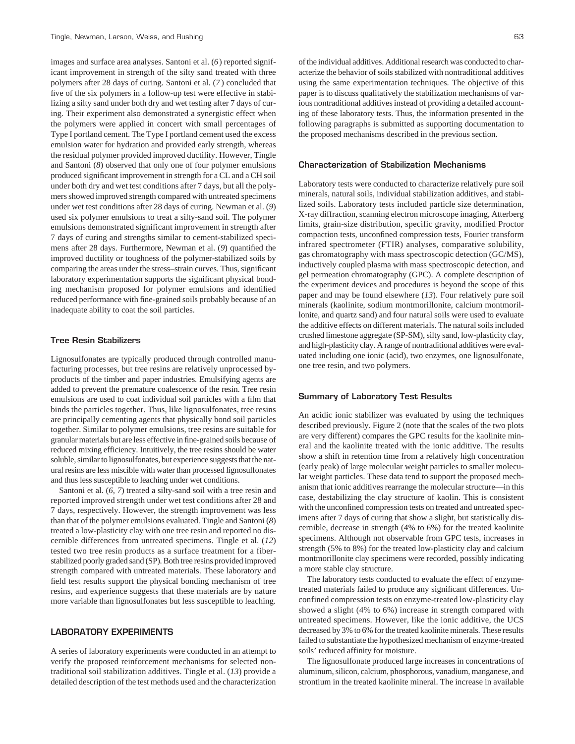images and surface area analyses. Santoni et al. (*6*) reported significant improvement in strength of the silty sand treated with three polymers after 28 days of curing. Santoni et al. (*7*) concluded that five of the six polymers in a follow-up test were effective in stabilizing a silty sand under both dry and wet testing after 7 days of curing. Their experiment also demonstrated a synergistic effect when the polymers were applied in concert with small percentages of Type I portland cement. The Type I portland cement used the excess emulsion water for hydration and provided early strength, whereas the residual polymer provided improved ductility. However, Tingle and Santoni (*8*) observed that only one of four polymer emulsions produced significant improvement in strength for a CL and a CH soil under both dry and wet test conditions after 7 days, but all the polymers showed improved strength compared with untreated specimens under wet test conditions after 28 days of curing. Newman et al. (*9*) used six polymer emulsions to treat a silty-sand soil. The polymer emulsions demonstrated significant improvement in strength after 7 days of curing and strengths similar to cement-stabilized specimens after 28 days. Furthermore, Newman et al. (*9*) quantified the improved ductility or toughness of the polymer-stabilized soils by comparing the areas under the stress–strain curves. Thus, significant laboratory experimentation supports the significant physical bonding mechanism proposed for polymer emulsions and identified reduced performance with fine-grained soils probably because of an inadequate ability to coat the soil particles.

### Tree Resin Stabilizers

Lignosulfonates are typically produced through controlled manufacturing processes, but tree resins are relatively unprocessed byproducts of the timber and paper industries. Emulsifying agents are added to prevent the premature coalescence of the resin. Tree resin emulsions are used to coat individual soil particles with a film that binds the particles together. Thus, like lignosulfonates, tree resins are principally cementing agents that physically bond soil particles together. Similar to polymer emulsions, tree resins are suitable for granular materials but are less effective in fine-grained soils because of reduced mixing efficiency. Intuitively, the tree resins should be water soluble, similar to lignosulfonates, but experience suggests that the natural resins are less miscible with water than processed lignosulfonates and thus less susceptible to leaching under wet conditions.

Santoni et al. (*6, 7*) treated a silty-sand soil with a tree resin and reported improved strength under wet test conditions after 28 and 7 days, respectively. However, the strength improvement was less than that of the polymer emulsions evaluated. Tingle and Santoni (*8*) treated a low-plasticity clay with one tree resin and reported no discernible differences from untreated specimens. Tingle et al. (*12*) tested two tree resin products as a surface treatment for a fiber-stabilized poorly graded sand (SP). Both tree resins provided improved strength compared with untreated materials. These laboratory and field test results support the physical bonding mechanism of tree resins, and experience suggests that these materials are by nature more variable than lignosulfonates but less susceptible to leaching.

## LABORATORY EXPERIMENTS

A series of laboratory experiments were conducted in an attempt to verify the proposed reinforcement mechanisms for selected nontraditional soil stabilization additives. Tingle et al. (*13*) provide a detailed description of the test methods used and the characterization of the individual additives. Additional research was conducted to characterize the behavior of soils stabilized with nontraditional additives using the same experimentation techniques. The objective of this paper is to discuss qualitatively the stabilization mechanisms of various nontraditional additives instead of providing a detailed accounting of these laboratory tests. Thus, the information presented in the following paragraphs is submitted as supporting documentation to the proposed mechanisms described in the previous section.

### Characterization of Stabilization Mechanisms

Laboratory tests were conducted to characterize relatively pure soil minerals, natural soils, individual stabilization additives, and stabilized soils. Laboratory tests included particle size determination, X-ray diffraction, scanning electron microscope imaging, Atterberg limits, grain-size distribution, specific gravity, modified Proctor compaction tests, unconfined compression tests, Fourier transform infrared spectrometer (FTIR) analyses, comparative solubility, gas chromatography with mass spectroscopic detection (GC/MS), inductively coupled plasma with mass spectroscopic detection, and gel permeation chromatography (GPC). A complete description of the experiment devices and procedures is beyond the scope of this paper and may be found elsewhere (*13*). Four relatively pure soil minerals (kaolinite, sodium montmorillonite, calcium montmorillonite, and quartz sand) and four natural soils were used to evaluate the additive effects on different materials. The natural soils included crushed limestone aggregate (SP-SM), silty sand, low-plasticity clay, and high-plasticity clay. A range of nontraditional additives were evaluated including one ionic (acid), two enzymes, one lignosulfonate, one tree resin, and two polymers.

### Summary of Laboratory Test Results

An acidic ionic stabilizer was evaluated by using the techniques described previously. Figure 2 (note that the scales of the two plots are very different) compares the GPC results for the kaolinite mineral and the kaolinite treated with the ionic additive. The results show a shift in retention time from a relatively high concentration (early peak) of large molecular weight particles to smaller molecular weight particles. These data tend to support the proposed mechanism that ionic additives rearrange the molecular structure—in this case, destabilizing the clay structure of kaolin. This is consistent with the unconfined compression tests on treated and untreated specimens after 7 days of curing that show a slight, but statistically discernible, decrease in strength (4% to 6%) for the treated kaolinite specimens. Although not observable from GPC tests, increases in strength (5% to 8%) for the treated low-plasticity clay and calcium montmorillonite clay specimens were recorded, possibly indicating a more stable clay structure.

The laboratory tests conducted to evaluate the effect of enzyme-treated materials failed to produce any significant differences. Unconfined compression tests on enzyme-treated low-plasticity clay showed a slight (4% to 6%) increase in strength compared with untreated specimens. However, like the ionic additive, the UCS decreased by 3% to 6% for the treated kaolinite minerals. These results failed to substantiate the hypothesized mechanism of enzyme-treated soils' reduced affinity for moisture.

The lignosulfonate produced large increases in concentrations of aluminum, silicon, calcium, phosphorous, vanadium, manganese, and strontium in the treated kaolinite mineral. The increase in available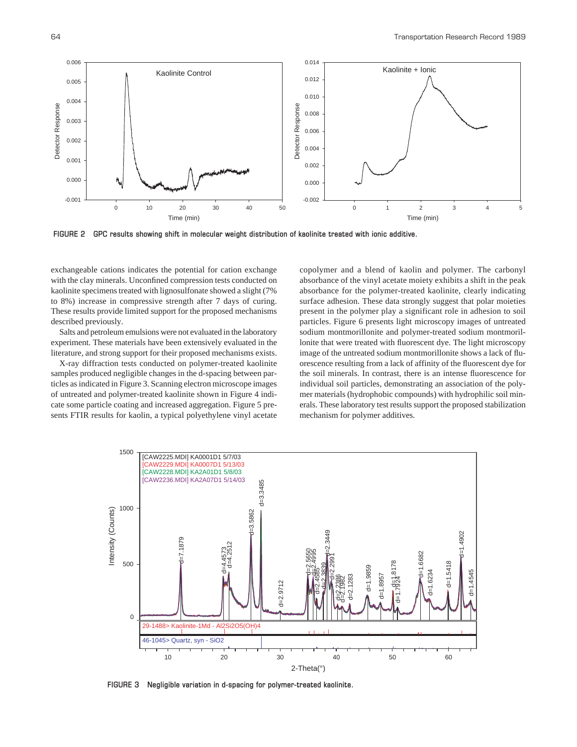FIGURE 2 GPC results showing shift in molecular weight distribution of kaolinite treated with ionic additive.

exchangeable cations indicates the potential for cation exchange with the clay minerals. Unconfined compression tests conducted on kaolinite specimens treated with lignosulfonate showed a slight (7% to 8%) increase in compressive strength after 7 days of curing. These results provide limited support for the proposed mechanisms described previously.

Salts and petroleum emulsions were not evaluated in the laboratory experiment. These materials have been extensively evaluated in the literature, and strong support for their proposed mechanisms exists.

X-ray diffraction tests conducted on polymer-treated kaolinite samples produced negligible changes in the d-spacing between particles as indicated in Figure 3. Scanning electron microscope images of untreated and polymer-treated kaolinite shown in Figure 4 indicate some particle coating and increased aggregation. Figure 5 presents FTIR results for kaolin, a typical polyethylene vinyl acetate copolymer and a blend of kaolin and polymer. The carbonyl absorbance of the vinyl acetate moiety exhibits a shift in the peak absorbance for the polymer-treated kaolinite, clearly indicating surface adhesion. These data strongly suggest that polar moieties present in the polymer play a significant role in adhesion to soil particles. Figure 6 presents light microscopy images of untreated sodium montmorillonite and polymer-treated sodium montmorillonite that were treated with fluorescent dye. The light microscopy image of the untreated sodium montmorillonite shows a lack of fluorescence resulting from a lack of affinity of the fluorescent dye for the soil minerals. In contrast, there is an intense fluorescence for individual soil particles, demonstrating an association of the polymer materials (hydrophobic compounds) with hydrophilic soil minerals. These laboratory test results support the proposed stabilization mechanism for polymer additives.

FIGURE 3 Negligible variation in d-spacing for polymer-treated kaolinite.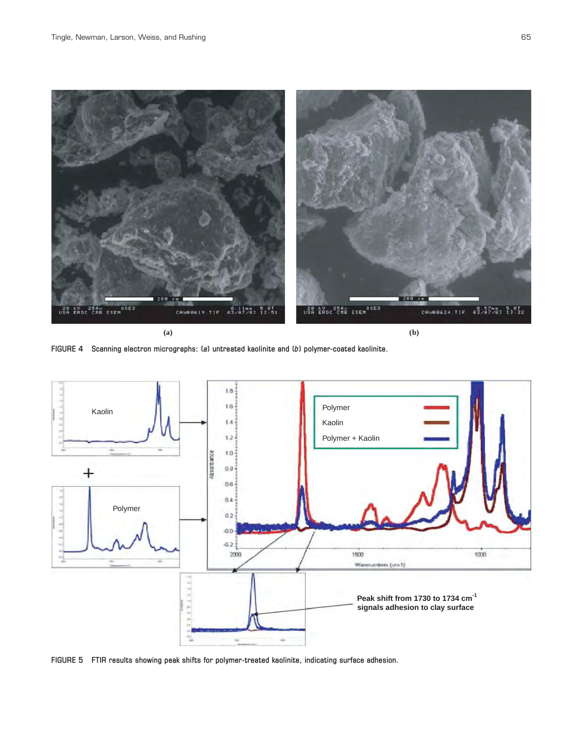(a)

(b)

FIGURE 4 Scanning electron micrographs: (*a*) untreated kaolinite and (*b*) polymer-coated kaolinite.

FIGURE 5 FTIR results showing peak shifts for polymer-treated kaolinite, indicating surface adhesion.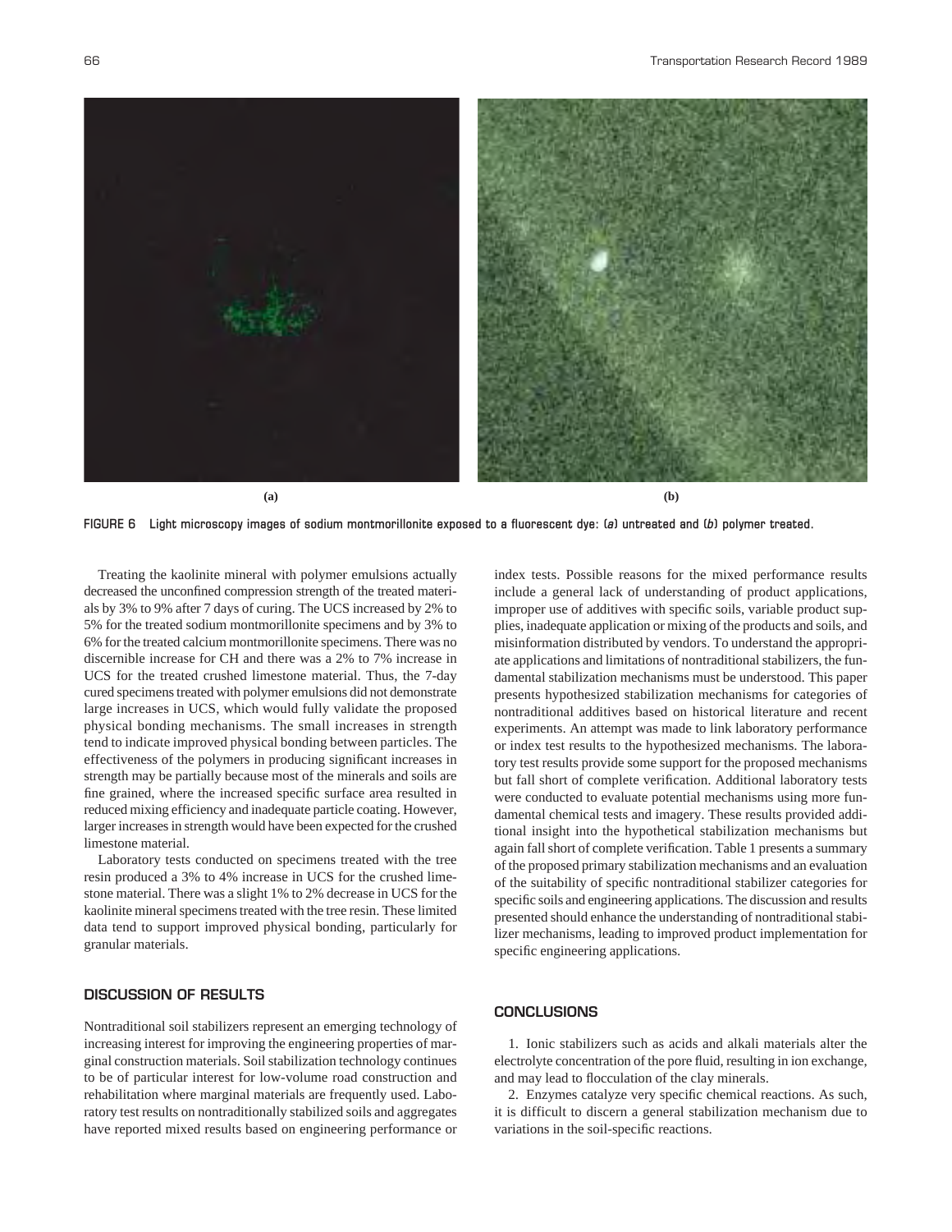(a)

(b)

FIGURE 6 Light microscopy images of sodium montmorillonite exposed to a fluorescent dye: (*a*) untreated and (*b*) polymer treated.

Treating the kaolinite mineral with polymer emulsions actually decreased the unconfined compression strength of the treated materials by 3% to 9% after 7 days of curing. The UCS increased by 2% to 5% for the treated sodium montmorillonite specimens and by 3% to 6% for the treated calcium montmorillonite specimens. There was no discernible increase for CH and there was a 2% to 7% increase in UCS for the treated crushed limestone material. Thus, the 7-day cured specimens treated with polymer emulsions did not demonstrate large increases in UCS, which would fully validate the proposed physical bonding mechanisms. The small increases in strength tend to indicate improved physical bonding between particles. The effectiveness of the polymers in producing significant increases in strength may be partially because most of the minerals and soils are fine grained, where the increased specific surface area resulted in reduced mixing efficiency and inadequate particle coating. However, larger increases in strength would have been expected for the crushed limestone material.

Laboratory tests conducted on specimens treated with the tree resin produced a 3% to 4% increase in UCS for the crushed limestone material. There was a slight 1% to 2% decrease in UCS for the kaolinite mineral specimens treated with the tree resin. These limited data tend to support improved physical bonding, particularly for granular materials.

## DISCUSSION OF RESULTS

Nontraditional soil stabilizers represent an emerging technology of increasing interest for improving the engineering properties of marginal construction materials. Soil stabilization technology continues to be of particular interest for low-volume road construction and rehabilitation where marginal materials are frequently used. Laboratory test results on nontraditionally stabilized soils and aggregates have reported mixed results based on engineering performance or index tests. Possible reasons for the mixed performance results include a general lack of understanding of product applications, improper use of additives with specific soils, variable product supplies, inadequate application or mixing of the products and soils, and misinformation distributed by vendors. To understand the appropriate applications and limitations of nontraditional stabilizers, the fundamental stabilization mechanisms must be understood. This paper presents hypothesized stabilization mechanisms for categories of nontraditional additives based on historical literature and recent experiments. An attempt was made to link laboratory performance or index test results to the hypothesized mechanisms. The laboratory test results provide some support for the proposed mechanisms but fall short of complete verification. Additional laboratory tests were conducted to evaluate potential mechanisms using more fundamental chemical tests and imagery. These results provided additional insight into the hypothetical stabilization mechanisms but again fall short of complete verification. Table 1 presents a summary of the proposed primary stabilization mechanisms and an evaluation of the suitability of specific nontraditional stabilizer categories for specific soils and engineering applications. The discussion and results presented should enhance the understanding of nontraditional stabilizer mechanisms, leading to improved product implementation for specific engineering applications.

## CONCLUSIONS

1. Ionic stabilizers such as acids and alkali materials alter the electrolyte concentration of the pore fluid, resulting in ion exchange, and may lead to flocculation of the clay minerals.

2. Enzymes catalyze very specific chemical reactions. As such, it is difficult to discern a general stabilization mechanism due to variations in the soil-specific reactions.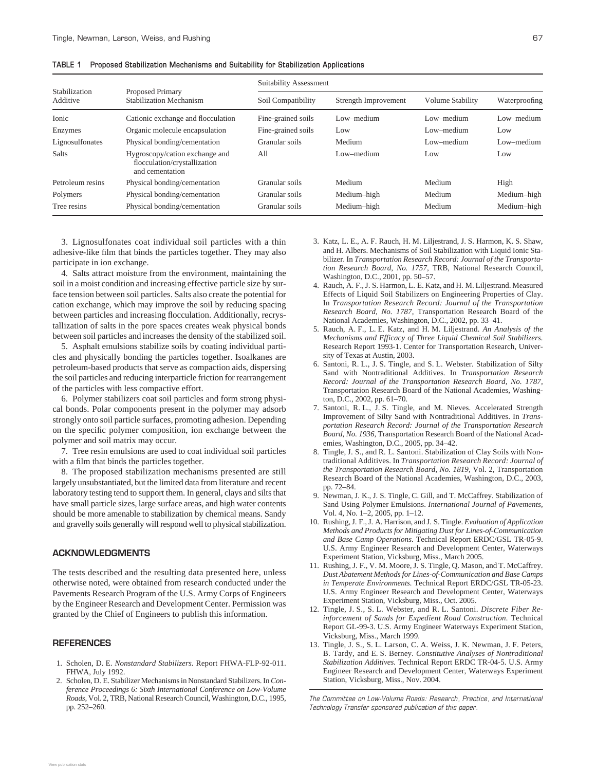**TABLE 1 Proposed Stabilization Mechanisms and Suitability for Stabilization Applications**

| Stabilization Additive | Proposed Primary Stabilization Mechanism | Suitability Assessment | | | |
|---|---|---|---|---|---|
| | | Soil Compatibility | Strength Improvement | Volume Stability | Waterproofing |
| Ionic | Cationic exchange and flocculation | Fine-grained soils | Low–medium | Low–medium | Low–medium |
| Enzymes | Organic molecule encapsulation | Fine-grained soils | Low | Low–medium | Low |
| Lignosulfonates | Physical bonding/cementation | Granular soils | Medium | Low–medium | Low–medium |
| Salts | Hygroscopy/cation exchange and flocculation/crystallization and cementation | All | Low–medium | Low | Low |
| Petroleum resins | Physical bonding/cementation | Granular soils | Medium | Medium | High |
| Polymers | Physical bonding/cementation | Granular soils | Medium–high | Medium | Medium–high |
| Tree resins | Physical bonding/cementation | Granular soils | Medium–high | Medium | Medium–high |

3. Lignosulfonates coat individual soil particles with a thin adhesive-like film that binds the particles together. They may also participate in ion exchange.

4. Salts attract moisture from the environment, maintaining the soil in a moist condition and increasing effective particle size by surface tension between soil particles. Salts also create the potential for cation exchange, which may improve the soil by reducing spacing between particles and increasing flocculation. Additionally, recrystallization of salts in the pore spaces creates weak physical bonds between soil particles and increases the density of the stabilized soil.

5. Asphalt emulsions stabilize soils by coating individual particles and physically bonding the particles together. Isoalkanes are petroleum-based products that serve as compaction aids, dispersing the soil particles and reducing interparticle friction for rearrangement of the particles with less compactive effort.

6. Polymer stabilizers coat soil particles and form strong physical bonds. Polar components present in the polymer may adsorb strongly onto soil particle surfaces, promoting adhesion. Depending on the specific polymer composition, ion exchange between the polymer and soil matrix may occur.

7. Tree resin emulsions are used to coat individual soil particles with a film that binds the particles together.

8. The proposed stabilization mechanisms presented are still largely unsubstantiated, but the limited data from literature and recent laboratory testing tend to support them. In general, clays and silts that have small particle sizes, large surface areas, and high water contents should be more amenable to stabilization by chemical means. Sandy and gravelly soils generally will respond well to physical stabilization.

## ACKNOWLEDGMENTS

The tests described and the resulting data presented here, unless otherwise noted, were obtained from research conducted under the Pavements Research Program of the U.S. Army Corps of Engineers by the Engineer Research and Development Center. Permission was granted by the Chief of Engineers to publish this information.

## REFERENCES

1. Scholen, D. E. *Nonstandard Stabilizers.* Report FHWA-FLP-92-011. FHWA, July 1992.
2. Scholen, D. E. Stabilizer Mechanisms in Nonstandard Stabilizers. In *Conference Proceedings 6: Sixth International Conference on Low-Volume Roads,* Vol. 2, TRB, National Research Council, Washington, D.C., 1995, pp. 252–260.
3. Katz, L. E., A. F. Rauch, H. M. Liljestrand, J. S. Harmon, K. S. Shaw, and H. Albers. Mechanisms of Soil Stabilization with Liquid Ionic Stabilizer. In *Transportation Research Record: Journal of the Transportation Research Board, No. 1757,* TRB, National Research Council, Washington, D.C., 2001, pp. 50–57.
4. Rauch, A. F., J. S. Harmon, L. E. Katz, and H. M. Liljestrand. Measured Effects of Liquid Soil Stabilizers on Engineering Properties of Clay. In *Transportation Research Record: Journal of the Transportation Research Board, No. 1787,* Transportation Research Board of the National Academies, Washington, D.C., 2002, pp. 33–41.
5. Rauch, A. F., L. E. Katz, and H. M. Liljestrand. *An Analysis of the Mechanisms and Efficacy of Three Liquid Chemical Soil Stabilizers.* Research Report 1993-1. Center for Transportation Research, University of Texas at Austin, 2003.
6. Santoni, R. L., J. S. Tingle, and S. L. Webster. Stabilization of Silty Sand with Nontraditional Additives. In *Transportation Research Record: Journal of the Transportation Research Board, No. 1787,* Transportation Research Board of the National Academies, Washington, D.C., 2002, pp. 61–70.
7. Santoni, R. L., J. S. Tingle, and M. Nieves. Accelerated Strength Improvement of Silty Sand with Nontraditional Additives. In *Transportation Research Record: Journal of the Transportation Research Board, No. 1936,* Transportation Research Board of the National Academies, Washington, D.C., 2005, pp. 34–42.
8. Tingle, J. S., and R. L. Santoni. Stabilization of Clay Soils with Nontraditional Additives. In *Transportation Research Record: Journal of the Transportation Research Board, No. 1819,* Vol. 2, Transportation Research Board of the National Academies, Washington, D.C., 2003, pp. 72–84.
9. Newman, J. K., J. S. Tingle, C. Gill, and T. McCaffrey. Stabilization of Sand Using Polymer Emulsions. *International Journal of Pavements,* Vol. 4, No. 1–2, 2005, pp. 1–12.
10. Rushing, J. F., J. A. Harrison, and J. S. Tingle. *Evaluation of Application Methods and Products for Mitigating Dust for Lines-of-Communication and Base Camp Operations.* Technical Report ERDC/GSL TR-05-9. U.S. Army Engineer Research and Development Center, Waterways Experiment Station, Vicksburg, Miss., March 2005.
11. Rushing, J. F., V. M. Moore, J. S. Tingle, Q. Mason, and T. McCaffrey. *Dust Abatement Methods for Lines-of-Communication and Base Camps in Temperate Environments.* Technical Report ERDC/GSL TR-05-23. U.S. Army Engineer Research and Development Center, Waterways Experiment Station, Vicksburg, Miss., Oct. 2005.
12. Tingle, J. S., S. L. Webster, and R. L. Santoni. *Discrete Fiber Reinforcement of Sands for Expedient Road Construction.* Technical Report GL-99-3. U.S. Army Engineer Waterways Experiment Station, Vicksburg, Miss., March 1999.
13. Tingle, J. S., S. L. Larson, C. A. Weiss, J. K. Newman, J. F. Peters, B. Tardy, and E. S. Berney. *Constitutive Analyses of Nontraditional Stabilization Additives.* Technical Report ERDC TR-04-5. U.S. Army Engineer Research and Development Center, Waterways Experiment Station, Vicksburg, Miss., Nov. 2004.

*The Committee on Low-Volume Roads: Research, Practice, and International Technology Transfer sponsored publication of this paper.*